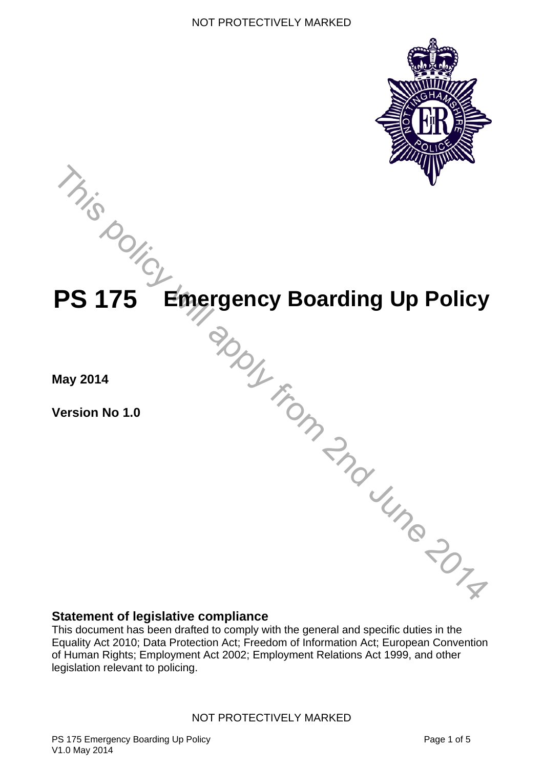# PS 175 Emergency Boarding Up Policy

This policy will apply from 2nd June 2014

**May 2014**

**Version No 1.0**

## Statement of legislative compliance

This document has been drafted to comply with the general and specific duties in the Equality Act 2010; Data Protection Act; Freedom of Information Act; European Convention of Human Rights; Employment Act 2002; Employment Relations Act 1999, and other legislation relevant to policing.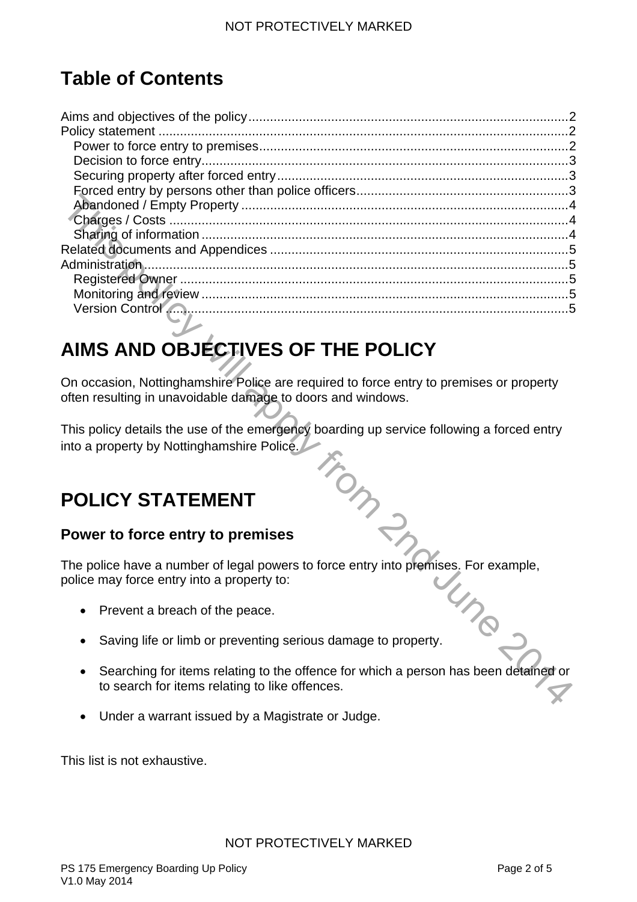# Table of Contents

Aims and objectives of the policy....................2
Policy statement....................2
  Power to force entry to premises....................2
  Decision to force entry....................3
  Securing property after forced entry....................3
  Forced entry by persons other than police officers....................3
  Abandoned / Empty Property....................4
  Charges / Costs....................4
  Sharing of information....................4
Related documents and Appendices....................5
Administration....................5
  Registered Owner....................5
  Monitoring and review....................5
  Version Control....................5

This policy will apply from 2nd June 2014

# AIMS AND OBJECTIVES OF THE POLICY

On occasion, Nottinghamshire Police are required to force entry to premises or property often resulting in unavoidable damage to doors and windows.

This policy details the use of the emergency boarding up service following a forced entry into a property by Nottinghamshire Police.

# POLICY STATEMENT

## Power to force entry to premises

The police have a number of legal powers to force entry into premises. For example, police may force entry into a property to:

- Prevent a breach of the peace.
- Saving life or limb or preventing serious damage to property.
- Searching for items relating to the offence for which a person has been detained or to search for items relating to like offences.
- Under a warrant issued by a Magistrate or Judge.

This list is not exhaustive.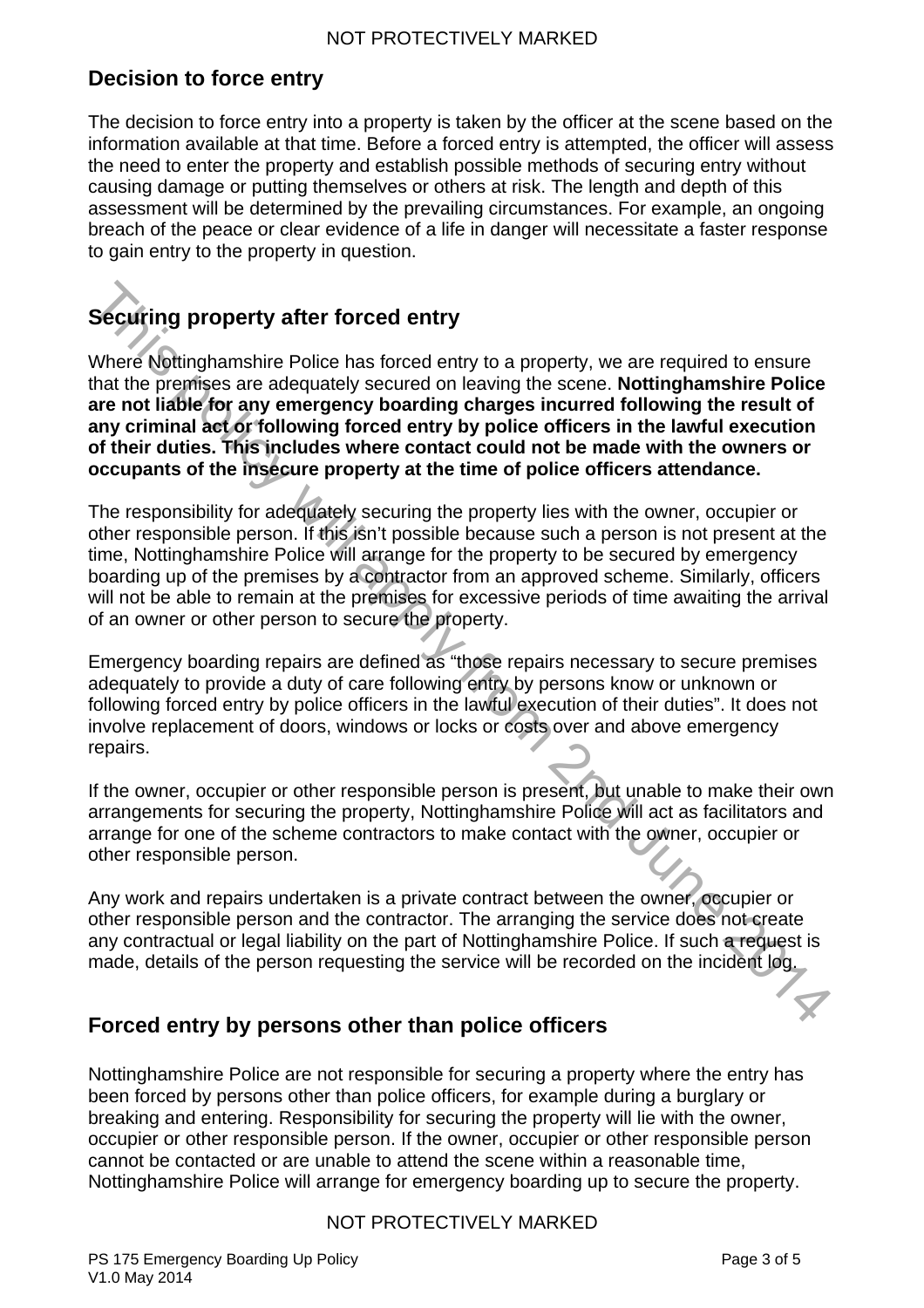## Decision to force entry

The decision to force entry into a property is taken by the officer at the scene based on the information available at that time. Before a forced entry is attempted, the officer will assess the need to enter the property and establish possible methods of securing entry without causing damage or putting themselves or others at risk. The length and depth of this assessment will be determined by the prevailing circumstances. For example, an ongoing breach of the peace or clear evidence of a life in danger will necessitate a faster response to gain entry to the property in question.

This policy will apply from 2nd June 2014

## Securing property after forced entry

Where Nottinghamshire Police has forced entry to a property, we are required to ensure that the premises are adequately secured on leaving the scene. **Nottinghamshire Police are not liable for any emergency boarding charges incurred following the result of any criminal act or following forced entry by police officers in the lawful execution of their duties. This includes where contact could not be made with the owners or occupants of the insecure property at the time of police officers attendance.**

The responsibility for adequately securing the property lies with the owner, occupier or other responsible person. If this isn't possible because such a person is not present at the time, Nottinghamshire Police will arrange for the property to be secured by emergency boarding up of the premises by a contractor from an approved scheme. Similarly, officers will not be able to remain at the premises for excessive periods of time awaiting the arrival of an owner or other person to secure the property.

Emergency boarding repairs are defined as "those repairs necessary to secure premises adequately to provide a duty of care following entry by persons know or unknown or following forced entry by police officers in the lawful execution of their duties". It does not involve replacement of doors, windows or locks or costs over and above emergency repairs.

If the owner, occupier or other responsible person is present, but unable to make their own arrangements for securing the property, Nottinghamshire Police will act as facilitators and arrange for one of the scheme contractors to make contact with the owner, occupier or other responsible person.

Any work and repairs undertaken is a private contract between the owner, occupier or other responsible person and the contractor. The arranging the service does not create any contractual or legal liability on the part of Nottinghamshire Police. If such a request is made, details of the person requesting the service will be recorded on the incident log.

## Forced entry by persons other than police officers

Nottinghamshire Police are not responsible for securing a property where the entry has been forced by persons other than police officers, for example during a burglary or breaking and entering. Responsibility for securing the property will lie with the owner, occupier or other responsible person. If the owner, occupier or other responsible person cannot be contacted or are unable to attend the scene within a reasonable time, Nottinghamshire Police will arrange for emergency boarding up to secure the property.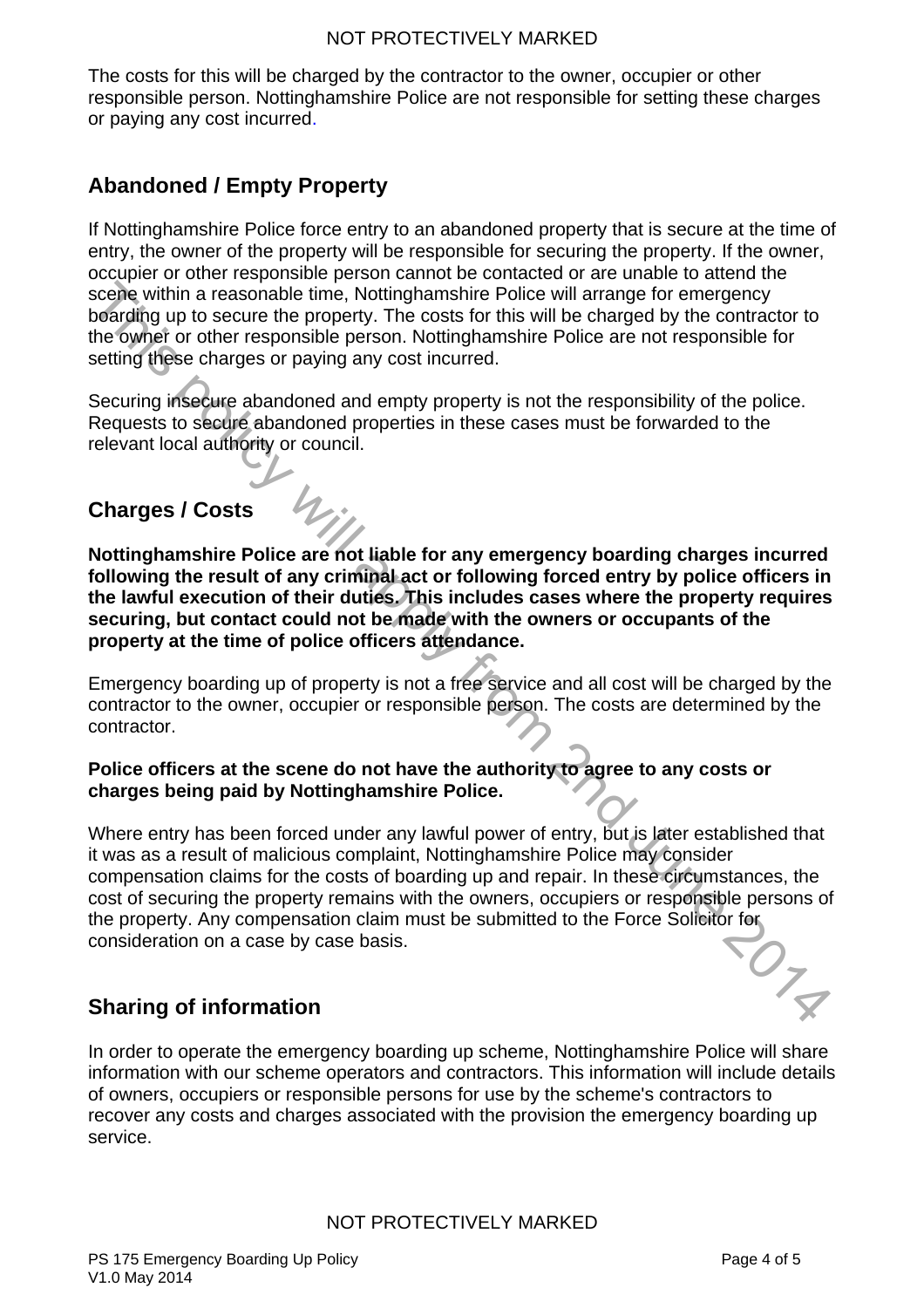The costs for this will be charged by the contractor to the owner, occupier or other responsible person. Nottinghamshire Police are not responsible for setting these charges or paying any cost incurred.

## Abandoned / Empty Property

If Nottinghamshire Police force entry to an abandoned property that is secure at the time of entry, the owner of the property will be responsible for securing the property. If the owner, occupier or other responsible person cannot be contacted or are unable to attend the scene within a reasonable time, Nottinghamshire Police will arrange for emergency boarding up to secure the property. The costs for this will be charged by the contractor to the owner or other responsible person. Nottinghamshire Police are not responsible for setting these charges or paying any cost incurred.

Securing insecure abandoned and empty property is not the responsibility of the police. Requests to secure abandoned properties in these cases must be forwarded to the relevant local authority or council.

## Charges / Costs

**Nottinghamshire Police are not liable for any emergency boarding charges incurred following the result of any criminal act or following forced entry by police officers in the lawful execution of their duties. This includes cases where the property requires securing, but contact could not be made with the owners or occupants of the property at the time of police officers attendance.**

Emergency boarding up of property is not a free service and all cost will be charged by the contractor to the owner, occupier or responsible person. The costs are determined by the contractor.

**Police officers at the scene do not have the authority to agree to any costs or charges being paid by Nottinghamshire Police.**

Where entry has been forced under any lawful power of entry, but is later established that it was as a result of malicious complaint, Nottinghamshire Police may consider compensation claims for the costs of boarding up and repair. In these circumstances, the cost of securing the property remains with the owners, occupiers or responsible persons of the property. Any compensation claim must be submitted to the Force Solicitor for consideration on a case by case basis.

## Sharing of information

In order to operate the emergency boarding up scheme, Nottinghamshire Police will share information with our scheme operators and contractors. This information will include details of owners, occupiers or responsible persons for use by the scheme's contractors to recover any costs and charges associated with the provision the emergency boarding up service.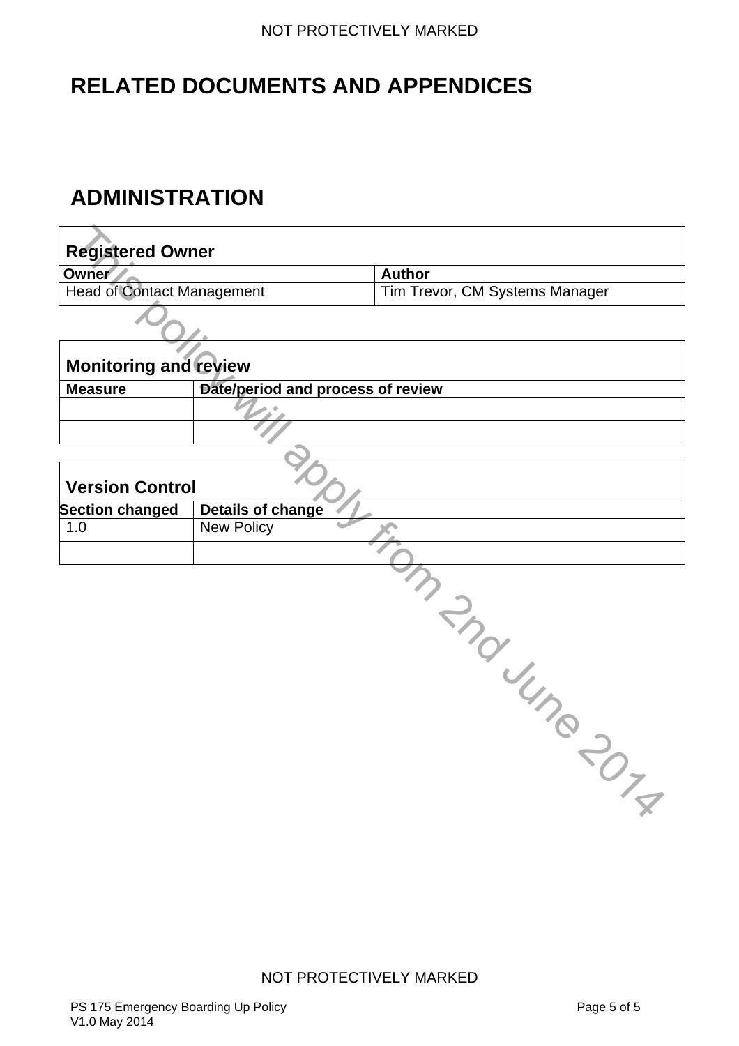# RELATED DOCUMENTS AND APPENDICES

# ADMINISTRATION

| Registered Owner | |
|---|---|
| **Owner** | **Author** |
| Head of Contact Management | Tim Trevor, CM Systems Manager |

| Monitoring and review | |
|---|---|
| **Measure** | **Date/period and process of review** |
| | |
| | |

| Version Control | |
|---|---|
| **Section changed** | **Details of change** |
| 1.0 | New Policy |
| | |

This policy will apply from 2nd June 2014